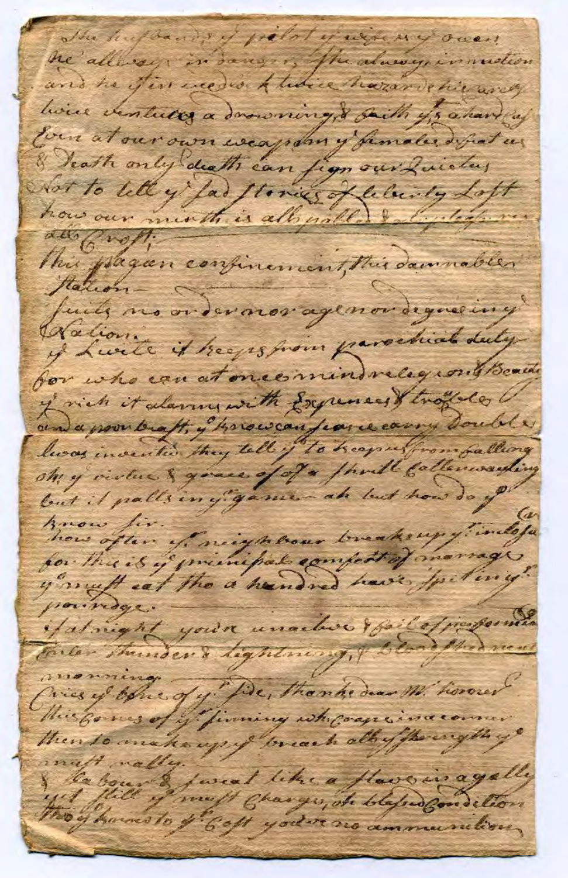The husband of pilot ye wife is ye ocean
He always in danger, she always in motion
and he y't in wedlock twice hazards his ease
twice ventures a drowning & faith ye's a hard case
Even at our own weapons ye females defeat us
& death only death can sign our Quietus
Not to tell ye sad stories of celerity Lost
how our mirth is all spoiled & ...
all Crost.
This pagan confinement, this damnable station
suits no order nor age nor degree in ye Nation.
ye Levite it keeps from parochial duty
for who can at once mind religion & Beauty
ye rich it alarms with Expences & trouble
and a poor beast, ye knows can scarce carry double
twas invented they tell ye to keep us from falling
oh ye virtue & grace of of a thrill Calterwauling
but it palls in ye game — ah but how do ye
know sir
how often ye neighbour breaks up ye inclosure
for this is ye principal comfort of marriage
ye must eat tho a hundred have spit in ye
porridge.
if at night youre unactive & fail of performance
tis thunder & lightning, & blood the next
morning
Cries ye bone of yr side, thanks dear Mr horner
this comes of yr pinning wh'cropes in a corner
then to make up ye breach all yr strength ye
must rally
& labour & sweat like a slave in a galley
yet still ye must charge, ah blessed condition
tho ye knows to yr Cost you've no ammunition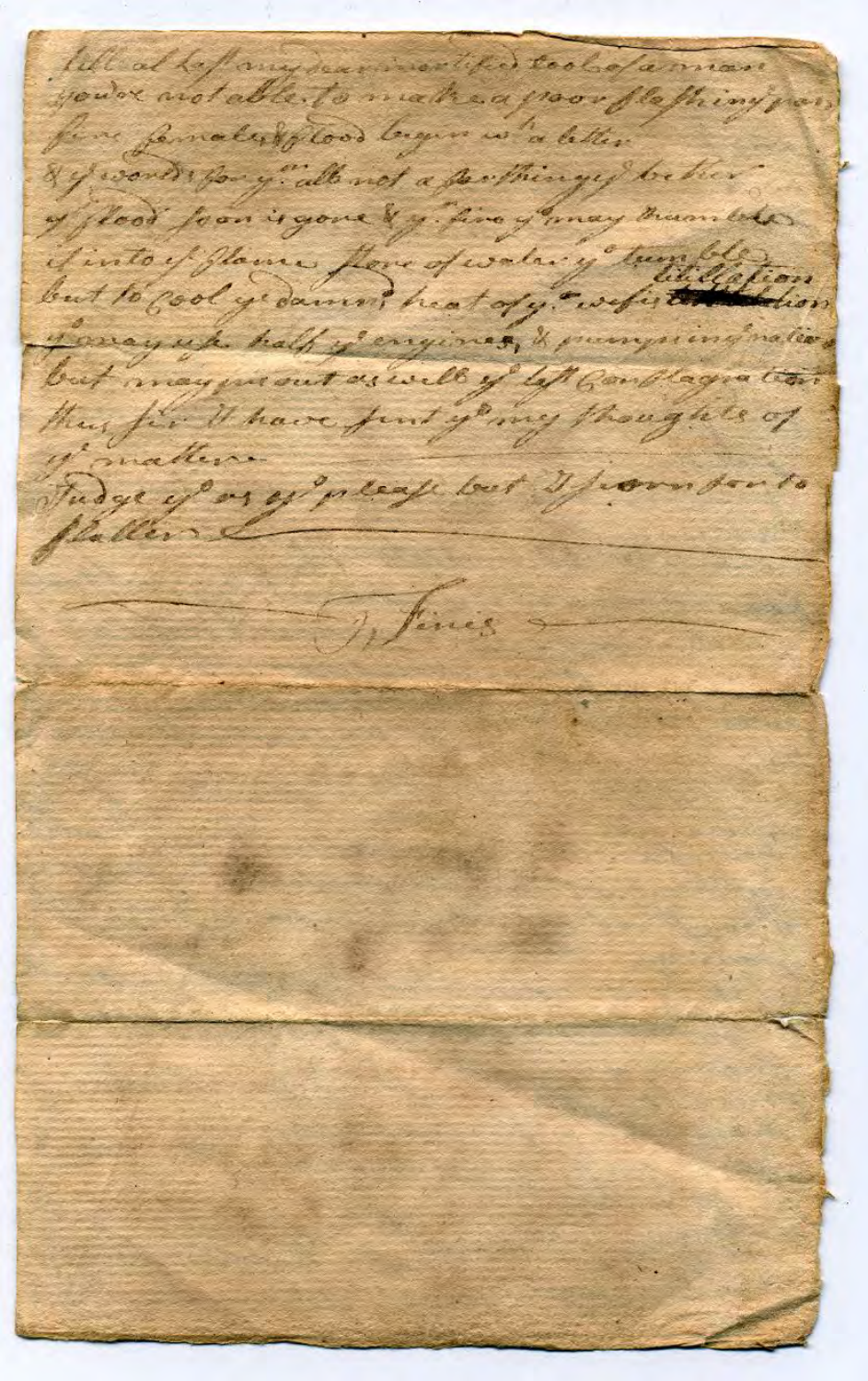till at last any deav mortified tool of a man
you're not able to make a poor flashing pan,
fine females flood begun wth a litter
& ye world for yr all not a farthing ye better
ye flood soon is gone & yr fire ye may tumble
it into ye flame store of water ye tumble
but to cool ye damn'd heat of yr wofull titillation
ye may use half ye engines & pumps in ye nation
but may put out as well ye last Conflagration
thus sir I have sent ye my thoughts of
ye matter
Judge as or ye please but I scorn for to
flatter

Finis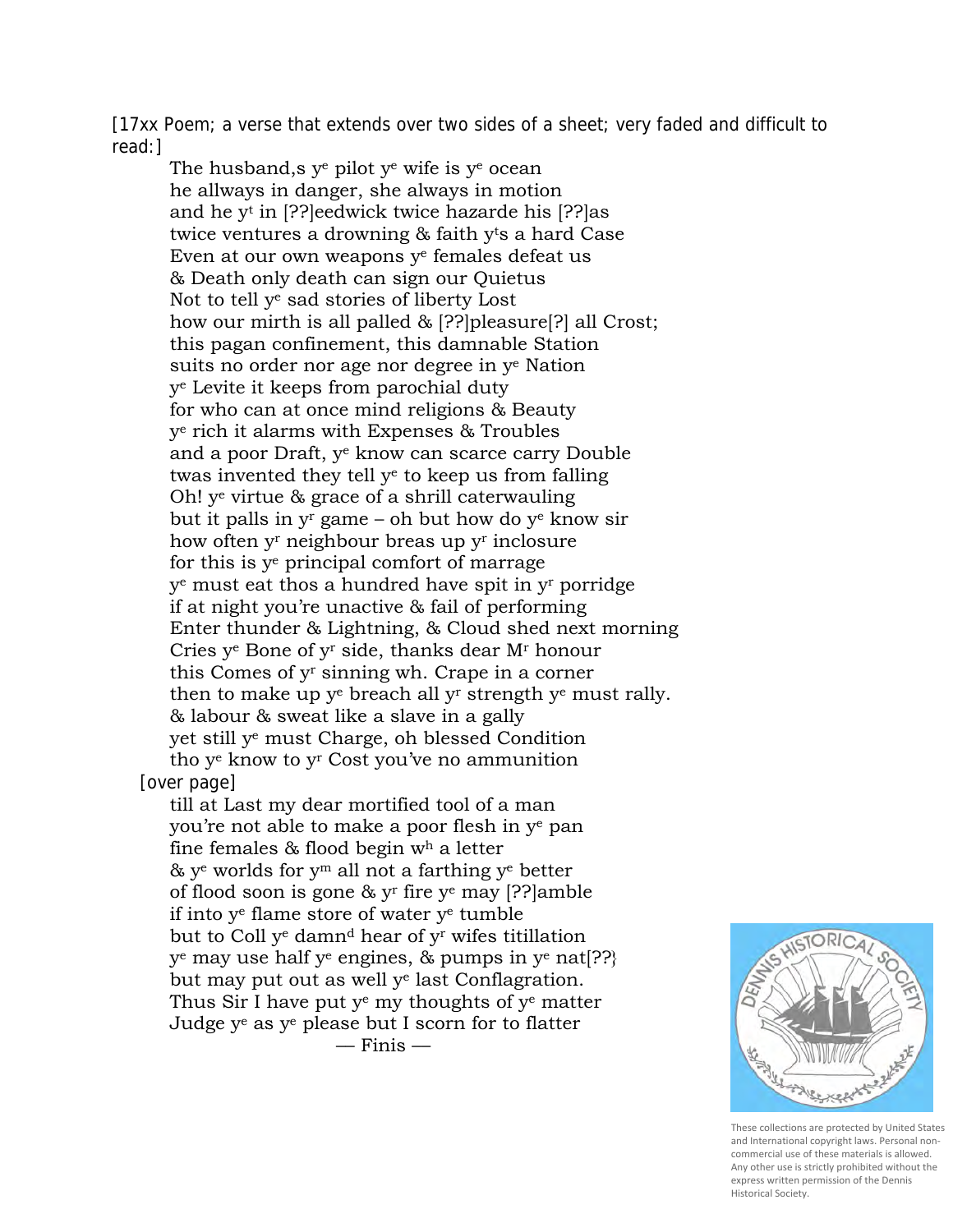[17xx Poem; a verse that extends over two sides of a sheet; very faded and difficult to read:]

The husband,s ye pilot ye wife is ye ocean
he allways in danger, she always in motion
and he yt in [??]eedwick twice hazarde his [??]as
twice ventures a drowning & faith yts a hard Case
Even at our own weapons ye females defeat us
& Death only death can sign our Quietus
Not to tell ye sad stories of liberty Lost
how our mirth is all palled & [??]pleasure[?] all Crost;
this pagan confinement, this damnable Station
suits no order nor age nor degree in ye Nation
ye Levite it keeps from parochial duty
for who can at once mind religions & Beauty
ye rich it alarms with Expenses & Troubles
and a poor Draft, ye know can scarce carry Double
twas invented they tell ye to keep us from falling
Oh! ye virtue & grace of a shrill caterwauling
but it palls in yr game – oh but how do ye know sir
how often yr neighbour breas up yr inclosure
for this is ye principal comfort of marrage
ye must eat thos a hundred have spit in yr porridge
if at night you're unactive & fail of performing
Enter thunder & Lightning, & Cloud shed next morning
Cries ye Bone of yr side, thanks dear Mr honour
this Comes of yr sinning wh. Crape in a corner
then to make up ye breach all yr strength ye must rally.
& labour & sweat like a slave in a gally
yet still ye must Charge, oh blessed Condition
tho ye know to yr Cost you've no ammunition

[over page]

till at Last my dear mortified tool of a man
you're not able to make a poor flesh in ye pan
fine females & flood begin wh a letter
& ye worlds for ym all not a farthing ye better
of flood soon is gone & yr fire ye may [??]amble
if into ye flame store of water ye tumble
but to Coll ye damnd hear of yr wifes titillation
ye may use half ye engines, & pumps in ye nat[??}
but may put out as well ye last Conflagration.
Thus Sir I have put ye my thoughts of ye matter
Judge ye as ye please but I scorn for to flatter

— Finis —